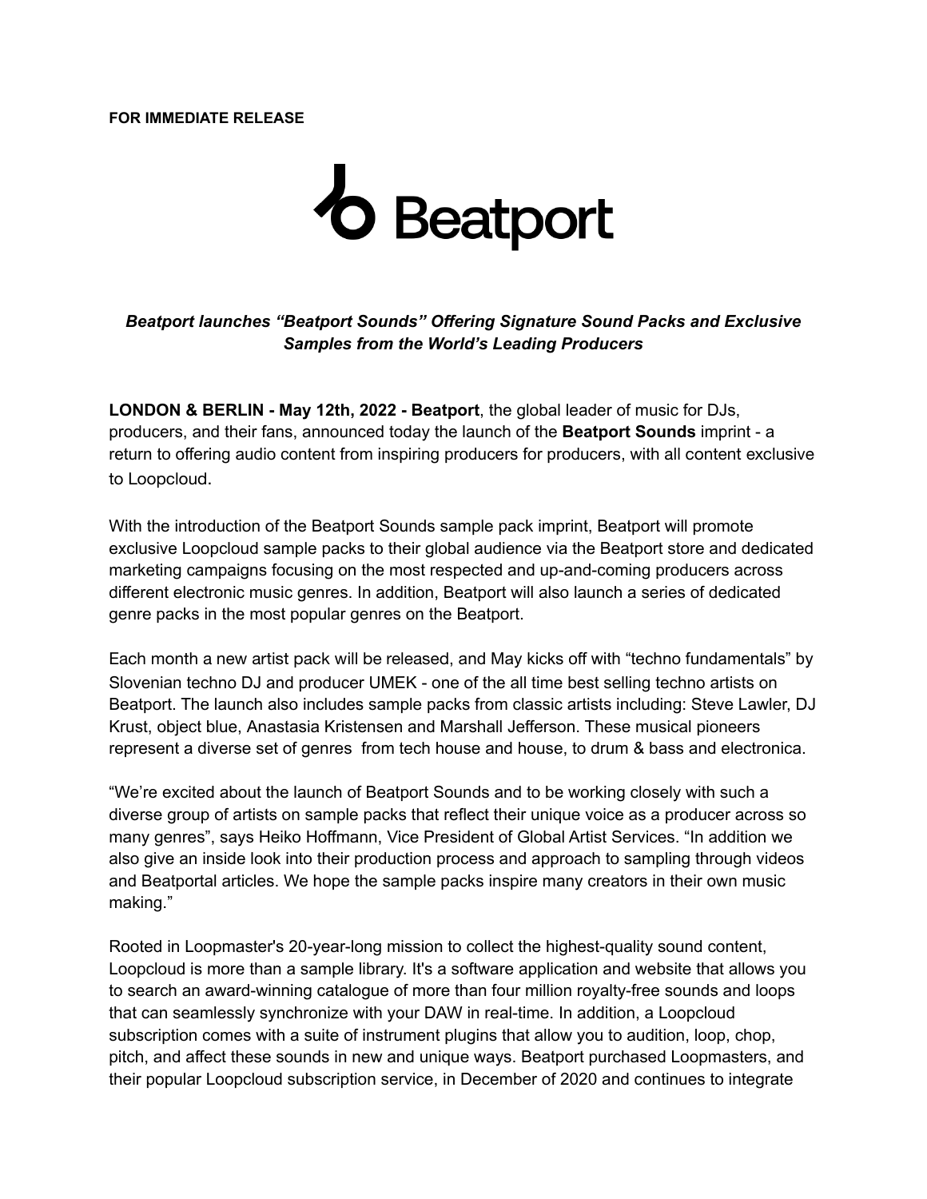**FOR IMMEDIATE RELEASE**

Beatport

***Beatport launches "Beatport Sounds" Offering Signature Sound Packs and Exclusive Samples from the World's Leading Producers***

**LONDON & BERLIN - May 12th, 2022 - Beatport**, the global leader of music for DJs, producers, and their fans, announced today the launch of the **Beatport Sounds** imprint - a return to offering audio content from inspiring producers for producers, with all content exclusive to Loopcloud.

With the introduction of the Beatport Sounds sample pack imprint, Beatport will promote exclusive Loopcloud sample packs to their global audience via the Beatport store and dedicated marketing campaigns focusing on the most respected and up-and-coming producers across different electronic music genres. In addition, Beatport will also launch a series of dedicated genre packs in the most popular genres on the Beatport.

Each month a new artist pack will be released, and May kicks off with "techno fundamentals" by Slovenian techno DJ and producer UMEK - one of the all time best selling techno artists on Beatport. The launch also includes sample packs from classic artists including: Steve Lawler, DJ Krust, object blue, Anastasia Kristensen and Marshall Jefferson. These musical pioneers represent a diverse set of genres from tech house and house, to drum & bass and electronica.

"We're excited about the launch of Beatport Sounds and to be working closely with such a diverse group of artists on sample packs that reflect their unique voice as a producer across so many genres", says Heiko Hoffmann, Vice President of Global Artist Services. "In addition we also give an inside look into their production process and approach to sampling through videos and Beatportal articles. We hope the sample packs inspire many creators in their own music making."

Rooted in Loopmaster's 20-year-long mission to collect the highest-quality sound content, Loopcloud is more than a sample library. It's a software application and website that allows you to search an award-winning catalogue of more than four million royalty-free sounds and loops that can seamlessly synchronize with your DAW in real-time. In addition, a Loopcloud subscription comes with a suite of instrument plugins that allow you to audition, loop, chop, pitch, and affect these sounds in new and unique ways. Beatport purchased Loopmasters, and their popular Loopcloud subscription service, in December of 2020 and continues to integrate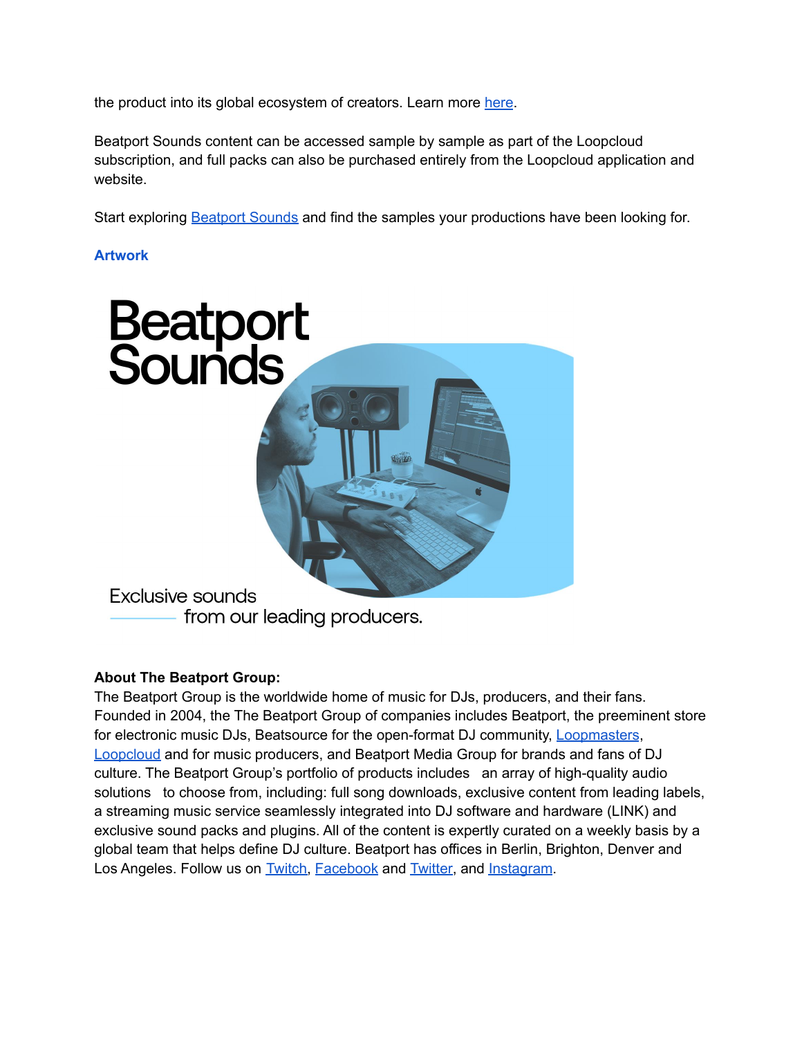the product into its global ecosystem of creators. Learn more [here](#).

Beatport Sounds content can be accessed sample by sample as part of the Loopcloud subscription, and full packs can also be purchased entirely from the Loopcloud application and website.

Start exploring [Beatport Sounds](#) and find the samples your productions have been looking for.

### Artwork

Beatport Sounds

Exclusive sounds from our leading producers.

**About The Beatport Group:**
The Beatport Group is the worldwide home of music for DJs, producers, and their fans. Founded in 2004, the The Beatport Group of companies includes Beatport, the preeminent store for electronic music DJs, Beatsource for the open-format DJ community, [Loopmasters](#), [Loopcloud](#) and for music producers, and Beatport Media Group for brands and fans of DJ culture. The Beatport Group's portfolio of products includes an array of high-quality audio solutions to choose from, including: full song downloads, exclusive content from leading labels, a streaming music service seamlessly integrated into DJ software and hardware (LINK) and exclusive sound packs and plugins. All of the content is expertly curated on a weekly basis by a global team that helps define DJ culture. Beatport has offices in Berlin, Brighton, Denver and Los Angeles. Follow us on [Twitch](#), [Facebook](#) and [Twitter](#), and [Instagram](#).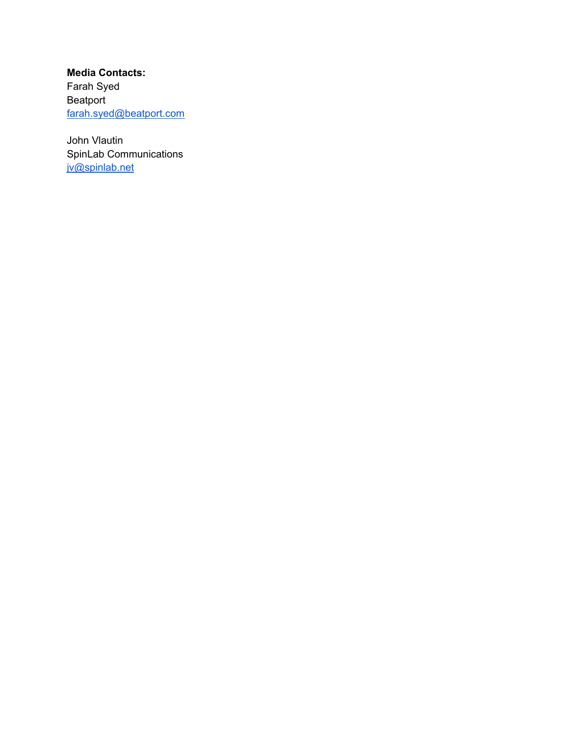**Media Contacts:**
Farah Syed
Beatport
farah.syed@beatport.com

John Vlautin
SpinLab Communications
jv@spinlab.net